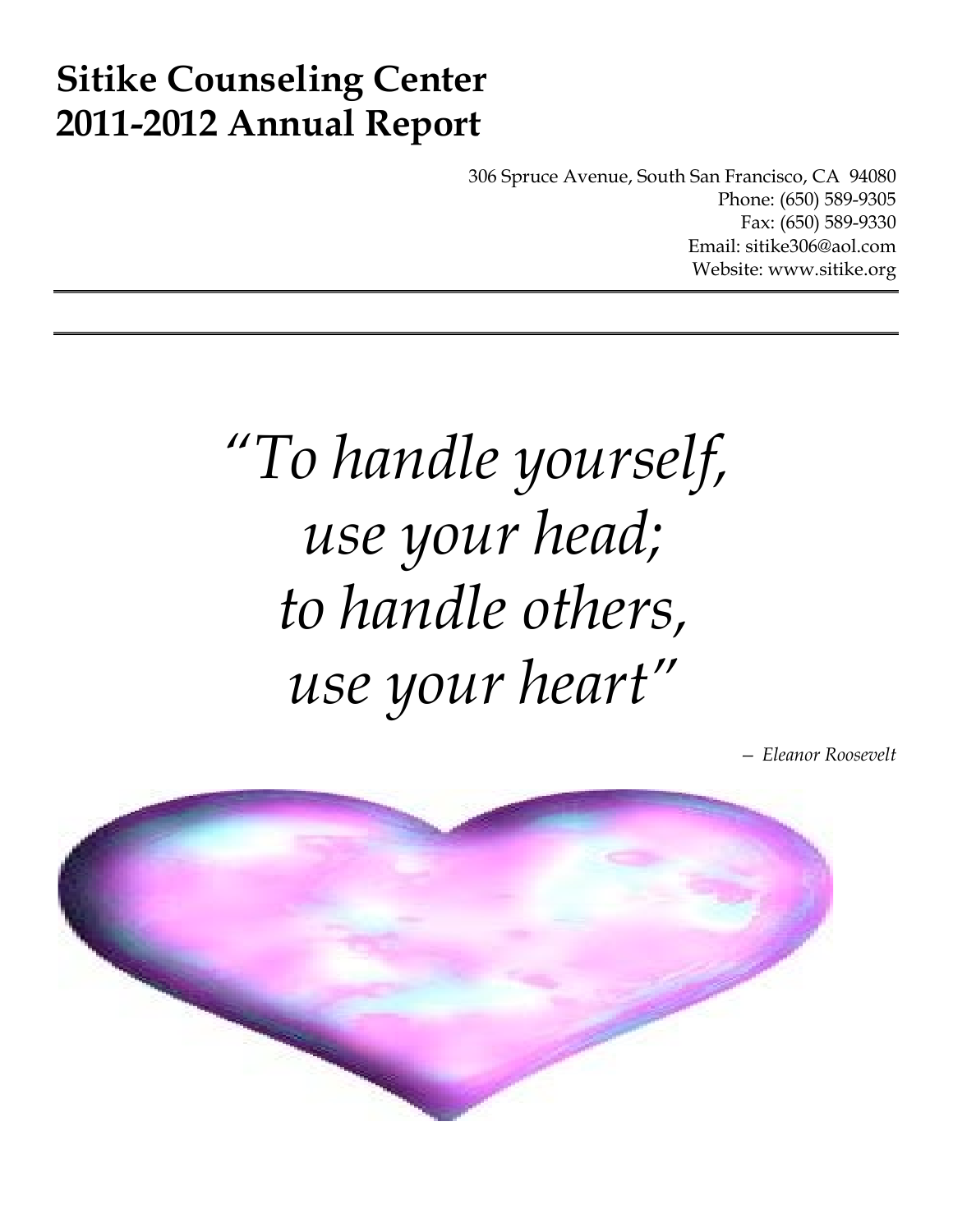# Sitike Counseling Center
# 2011-2012 Annual Report

306 Spruce Avenue, South San Francisco, CA 94080
Phone: (650) 589-9305
Fax: (650) 589-9330
Email: sitike306@aol.com
Website: www.sitike.org

---

---

*"To handle yourself,
use your head;
to handle others,
use your heart"*

*– Eleanor Roosevelt*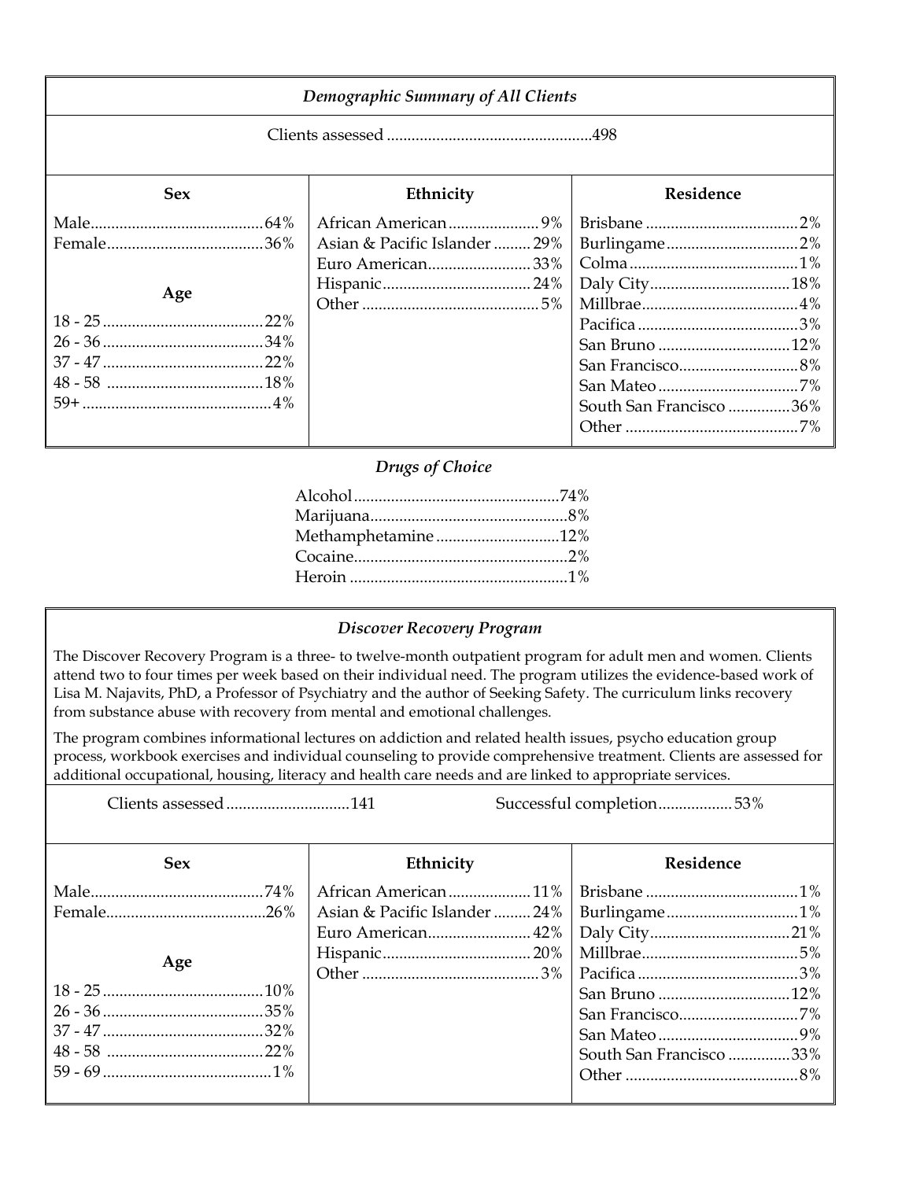## *Demographic Summary of All Clients*

Clients assessed ....................................................498

| Sex | | Ethnicity | | Residence | |
|---|---|---|---|---|---|
| Male | 64% | African American | 9% | Brisbane | 2% |
| Female | 36% | Asian & Pacific Islander | 29% | Burlingame | 2% |
| | | Euro American | 33% | Colma | 1% |
| **Age** | | Hispanic | 24% | Daly City | 18% |
| 18 - 25 | 22% | Other | 5% | Millbrae | 4% |
| 26 - 36 | 34% | | | Pacifica | 3% |
| 37 - 47 | 22% | | | San Bruno | 12% |
| 48 - 58 | 18% | | | San Francisco | 8% |
| 59+ | 4% | | | San Mateo | 7% |
| | | | | South San Francisco | 36% |
| | | | | Other | 7% |

### *Drugs of Choice*

| Drug | % |
|---|---|
| Alcohol | 74% |
| Marijuana | 8% |
| Methamphetamine | 12% |
| Cocaine | 2% |
| Heroin | 1% |

## *Discover Recovery Program*

The Discover Recovery Program is a three- to twelve-month outpatient program for adult men and women. Clients attend two to four times per week based on their individual need. The program utilizes the evidence-based work of Lisa M. Najavits, PhD, a Professor of Psychiatry and the author of Seeking Safety. The curriculum links recovery from substance abuse with recovery from mental and emotional challenges.

The program combines informational lectures on addiction and related health issues, psycho education group process, workbook exercises and individual counseling to provide comprehensive treatment. Clients are assessed for additional occupational, housing, literacy and health care needs and are linked to appropriate services.

Clients assessed ..............................141 Successful completion..................53%

| Sex | | Ethnicity | | Residence | |
|---|---|---|---|---|---|
| Male | 74% | African American | 11% | Brisbane | 1% |
| Female | 26% | Asian & Pacific Islander | 24% | Burlingame | 1% |
| | | Euro American | 42% | Daly City | 21% |
| **Age** | | Hispanic | 20% | Millbrae | 5% |
| 18 - 25 | 10% | Other | 3% | Pacifica | 3% |
| 26 - 36 | 35% | | | San Bruno | 12% |
| 37 - 47 | 32% | | | San Francisco | 7% |
| 48 - 58 | 22% | | | San Mateo | 9% |
| 59 - 69 | 1% | | | South San Francisco | 33% |
| | | | | Other | 8% |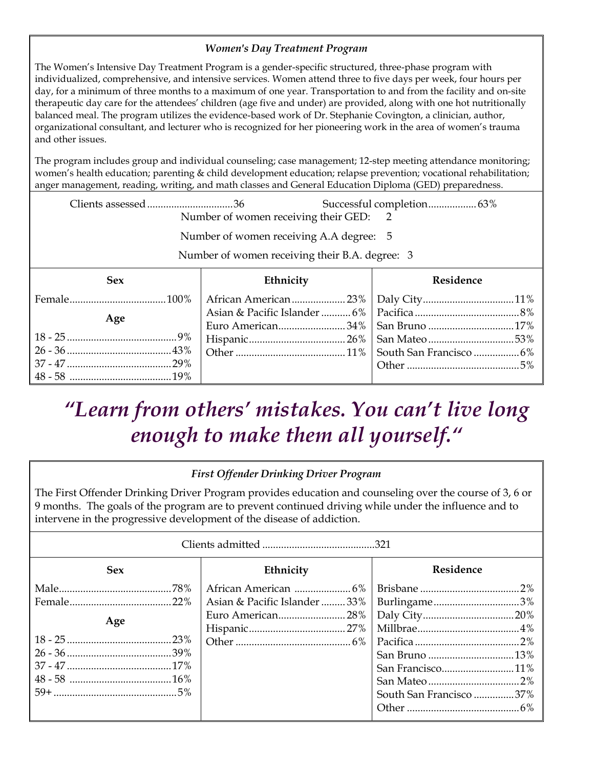### *Women's Day Treatment Program*

The Women's Intensive Day Treatment Program is a gender-specific structured, three-phase program with individualized, comprehensive, and intensive services. Women attend three to five days per week, four hours per day, for a minimum of three months to a maximum of one year. Transportation to and from the facility and on-site therapeutic day care for the attendees' children (age five and under) are provided, along with one hot nutritionally balanced meal. The program utilizes the evidence-based work of Dr. Stephanie Covington, a clinician, author, organizational consultant, and lecturer who is recognized for her pioneering work in the area of women's trauma and other issues.

The program includes group and individual counseling; case management; 12-step meeting attendance monitoring; women's health education; parenting & child development education; relapse prevention; vocational rehabilitation; anger management, reading, writing, and math classes and General Education Diploma (GED) preparedness.

Clients assessed ................................36 Successful completion.................63%

Number of women receiving their GED: 2

Number of women receiving A.A degree: 5

Number of women receiving their B.A. degree: 3

| Sex | Ethnicity | Residence |
|---|---|---|
| Female....100% | African American....23% | Daly City....11% |
| **Age** | Asian & Pacific Islander....6% | Pacifica....8% |
| 18 - 25....9% | Euro American....34% | San Bruno....17% |
| 26 - 36....43% | Hispanic....26% | San Mateo....53% |
| 37 - 47....29% | Other....11% | South San Francisco....6% |
| 48 - 58....19% | | Other....5% |

## *"Learn from others' mistakes. You can't live long enough to make them all yourself."*

### *First Offender Drinking Driver Program*

The First Offender Drinking Driver Program provides education and counseling over the course of 3, 6 or 9 months. The goals of the program are to prevent continued driving while under the influence and to intervene in the progressive development of the disease of addiction.

Clients admitted ..........................................321

| Sex | Ethnicity | Residence |
|---|---|---|
| Male....78% | African American....6% | Brisbane....2% |
| Female....22% | Asian & Pacific Islander....33% | Burlingame....3% |
| **Age** | Euro American....28% | Daly City....20% |
| 18 - 25....23% | Hispanic....27% | Millbrae....4% |
| 26 - 36....39% | Other....6% | Pacifica....2% |
| 37 - 47....17% | | San Bruno....13% |
| 48 - 58....16% | | San Francisco....11% |
| 59+....5% | | San Mateo....2% |
| | | South San Francisco....37% |
| | | Other....6% |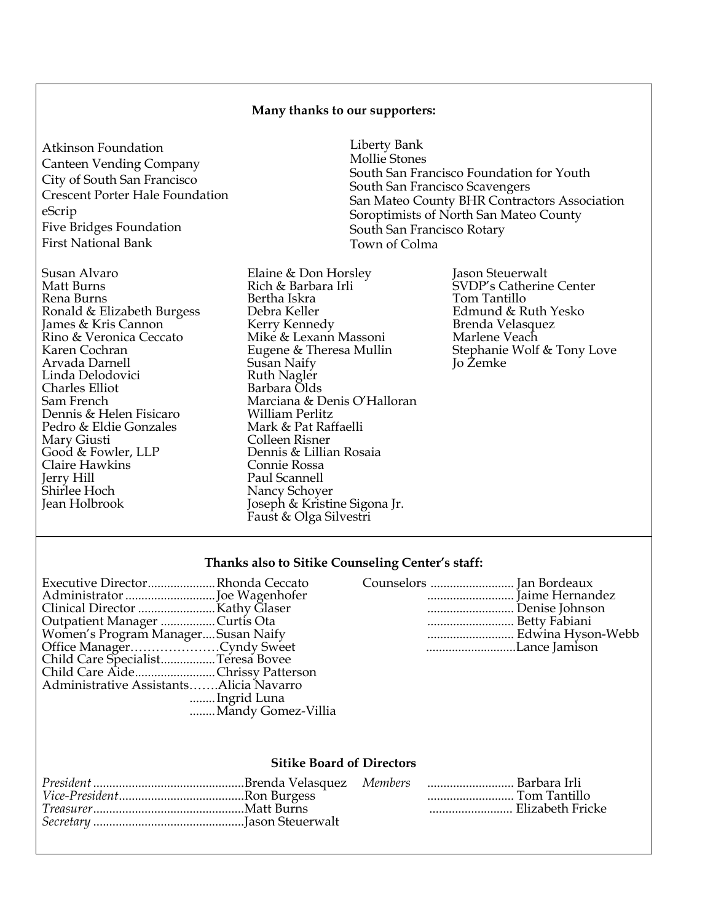**Many thanks to our supporters:**

Atkinson Foundation
Canteen Vending Company
City of South San Francisco
Crescent Porter Hale Foundation
eScrip
Five Bridges Foundation
First National Bank
Liberty Bank
Mollie Stones
South San Francisco Foundation for Youth
South San Francisco Scavengers
San Mateo County BHR Contractors Association
Soroptimists of North San Mateo County
South San Francisco Rotary
Town of Colma

Susan Alvaro
Matt Burns
Rena Burns
Ronald & Elizabeth Burgess
James & Kris Cannon
Rino & Veronica Ceccato
Karen Cochran
Arvada Darnell
Linda Delodovici
Charles Elliot
Sam French
Dennis & Helen Fisicaro
Pedro & Eldie Gonzales
Mary Giusti
Good & Fowler, LLP
Claire Hawkins
Jerry Hill
Shirlee Hoch
Jean Holbrook
Elaine & Don Horsley
Rich & Barbara Irli
Bertha Iskra
Debra Keller
Kerry Kennedy
Mike & Lexann Massoni
Eugene & Theresa Mullin
Susan Naify
Ruth Nagler
Barbara Olds
Marciana & Denis O'Halloran
William Perlitz
Mark & Pat Raffaelli
Colleen Risner
Dennis & Lillian Rosaia
Connie Rossa
Paul Scannell
Nancy Schoyer
Joseph & Kristine Sigona Jr.
Faust & Olga Silvestri
Jason Steuerwalt
SVDP's Catherine Center
Tom Tantillo
Edmund & Ruth Yesko
Brenda Velasquez
Marlene Veach
Stephanie Wolf & Tony Love
Jo Zemke

**Thanks also to Sitike Counseling Center's staff:**

Executive Director.....................Rhonda Ceccato
Administrator ............................Joe Wagenhofer
Clinical Director ........................Kathy Glaser
Outpatient Manager .................Curtis Ota
Women's Program Manager....Susan Naify
Office Manager……………….Cyndy Sweet
Child Care Specialist.................Teresa Bovee
Child Care Aide.........................Chrissy Patterson
Administrative Assistants…….Alicia Navarro
........Ingrid Luna
........Mandy Gomez-Villia

Counselors .......................... Jan Bordeaux
........................... Jaime Hernandez
........................... Denise Johnson
........................... Betty Fabiani
........................... Edwina Hyson-Webb
............................Lance Jamison

**Sitike Board of Directors**

*President* ...............................................Brenda Velasquez
*Vice-President*.......................................Ron Burgess
*Treasurer*...............................................Matt Burns
*Secretary* ...............................................Jason Steuerwalt

*Members* ........................... Barbara Irli
........................... Tom Tantillo
.......................... Elizabeth Fricke